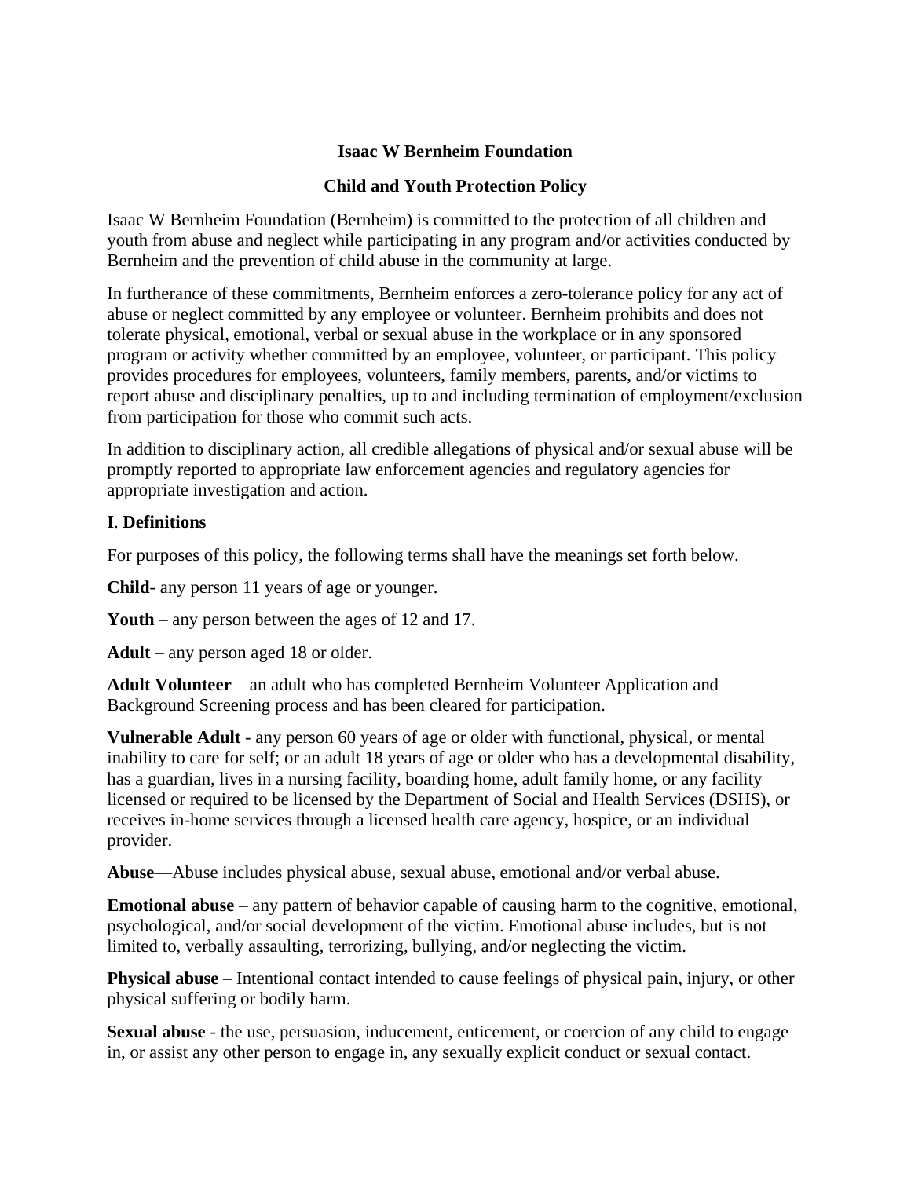# Isaac W Bernheim Foundation

## Child and Youth Protection Policy

Isaac W Bernheim Foundation (Bernheim) is committed to the protection of all children and youth from abuse and neglect while participating in any program and/or activities conducted by Bernheim and the prevention of child abuse in the community at large.

In furtherance of these commitments, Bernheim enforces a zero-tolerance policy for any act of abuse or neglect committed by any employee or volunteer. Bernheim prohibits and does not tolerate physical, emotional, verbal or sexual abuse in the workplace or in any sponsored program or activity whether committed by an employee, volunteer, or participant. This policy provides procedures for employees, volunteers, family members, parents, and/or victims to report abuse and disciplinary penalties, up to and including termination of employment/exclusion from participation for those who commit such acts.

In addition to disciplinary action, all credible allegations of physical and/or sexual abuse will be promptly reported to appropriate law enforcement agencies and regulatory agencies for appropriate investigation and action.

### I. Definitions

For purposes of this policy, the following terms shall have the meanings set forth below.

**Child**- any person 11 years of age or younger.

**Youth** – any person between the ages of 12 and 17.

**Adult** – any person aged 18 or older.

**Adult Volunteer** – an adult who has completed Bernheim Volunteer Application and Background Screening process and has been cleared for participation.

**Vulnerable Adult** - any person 60 years of age or older with functional, physical, or mental inability to care for self; or an adult 18 years of age or older who has a developmental disability, has a guardian, lives in a nursing facility, boarding home, adult family home, or any facility licensed or required to be licensed by the Department of Social and Health Services (DSHS), or receives in-home services through a licensed health care agency, hospice, or an individual provider.

**Abuse**—Abuse includes physical abuse, sexual abuse, emotional and/or verbal abuse.

**Emotional abuse** – any pattern of behavior capable of causing harm to the cognitive, emotional, psychological, and/or social development of the victim. Emotional abuse includes, but is not limited to, verbally assaulting, terrorizing, bullying, and/or neglecting the victim.

**Physical abuse** – Intentional contact intended to cause feelings of physical pain, injury, or other physical suffering or bodily harm.

**Sexual abuse** - the use, persuasion, inducement, enticement, or coercion of any child to engage in, or assist any other person to engage in, any sexually explicit conduct or sexual contact.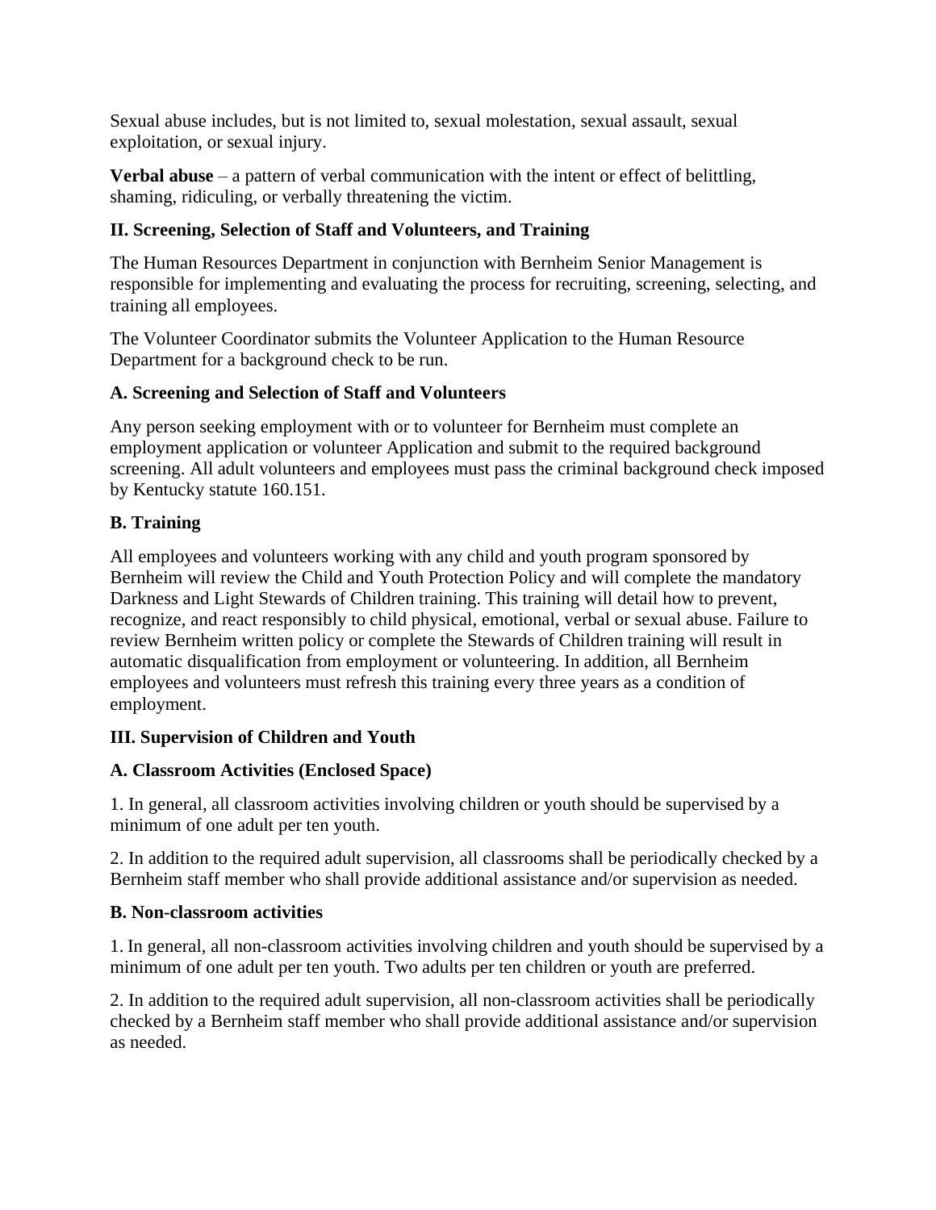Sexual abuse includes, but is not limited to, sexual molestation, sexual assault, sexual exploitation, or sexual injury.

**Verbal abuse** – a pattern of verbal communication with the intent or effect of belittling, shaming, ridiculing, or verbally threatening the victim.

## II. Screening, Selection of Staff and Volunteers, and Training

The Human Resources Department in conjunction with Bernheim Senior Management is responsible for implementing and evaluating the process for recruiting, screening, selecting, and training all employees.

The Volunteer Coordinator submits the Volunteer Application to the Human Resource Department for a background check to be run.

### A. Screening and Selection of Staff and Volunteers

Any person seeking employment with or to volunteer for Bernheim must complete an employment application or volunteer Application and submit to the required background screening. All adult volunteers and employees must pass the criminal background check imposed by Kentucky statute 160.151.

### B. Training

All employees and volunteers working with any child and youth program sponsored by Bernheim will review the Child and Youth Protection Policy and will complete the mandatory Darkness and Light Stewards of Children training. This training will detail how to prevent, recognize, and react responsibly to child physical, emotional, verbal or sexual abuse. Failure to review Bernheim written policy or complete the Stewards of Children training will result in automatic disqualification from employment or volunteering. In addition, all Bernheim employees and volunteers must refresh this training every three years as a condition of employment.

## III. Supervision of Children and Youth

### A. Classroom Activities (Enclosed Space)

1. In general, all classroom activities involving children or youth should be supervised by a minimum of one adult per ten youth.

2. In addition to the required adult supervision, all classrooms shall be periodically checked by a Bernheim staff member who shall provide additional assistance and/or supervision as needed.

### B. Non-classroom activities

1. In general, all non-classroom activities involving children and youth should be supervised by a minimum of one adult per ten youth. Two adults per ten children or youth are preferred.

2. In addition to the required adult supervision, all non-classroom activities shall be periodically checked by a Bernheim staff member who shall provide additional assistance and/or supervision as needed.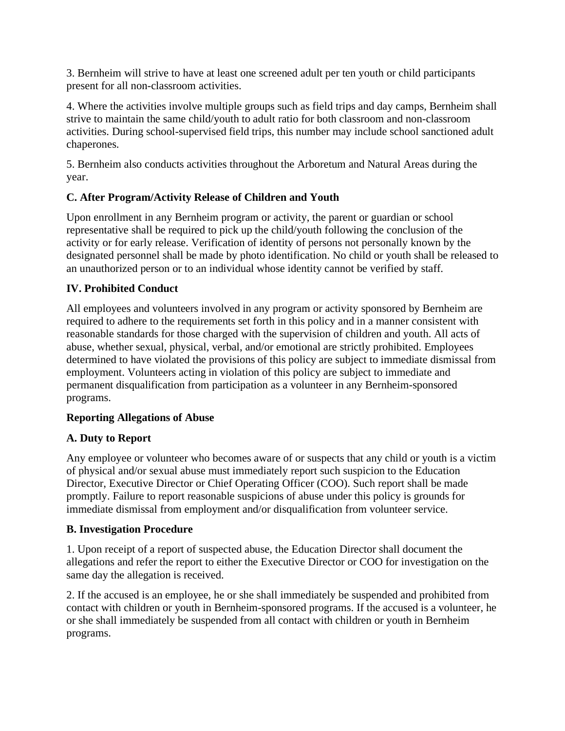3. Bernheim will strive to have at least one screened adult per ten youth or child participants present for all non-classroom activities.

4. Where the activities involve multiple groups such as field trips and day camps, Bernheim shall strive to maintain the same child/youth to adult ratio for both classroom and non-classroom activities. During school-supervised field trips, this number may include school sanctioned adult chaperones.

5. Bernheim also conducts activities throughout the Arboretum and Natural Areas during the year.

### C. After Program/Activity Release of Children and Youth

Upon enrollment in any Bernheim program or activity, the parent or guardian or school representative shall be required to pick up the child/youth following the conclusion of the activity or for early release. Verification of identity of persons not personally known by the designated personnel shall be made by photo identification. No child or youth shall be released to an unauthorized person or to an individual whose identity cannot be verified by staff.

## IV. Prohibited Conduct

All employees and volunteers involved in any program or activity sponsored by Bernheim are required to adhere to the requirements set forth in this policy and in a manner consistent with reasonable standards for those charged with the supervision of children and youth. All acts of abuse, whether sexual, physical, verbal, and/or emotional are strictly prohibited. Employees determined to have violated the provisions of this policy are subject to immediate dismissal from employment. Volunteers acting in violation of this policy are subject to immediate and permanent disqualification from participation as a volunteer in any Bernheim-sponsored programs.

## Reporting Allegations of Abuse

### A. Duty to Report

Any employee or volunteer who becomes aware of or suspects that any child or youth is a victim of physical and/or sexual abuse must immediately report such suspicion to the Education Director, Executive Director or Chief Operating Officer (COO). Such report shall be made promptly. Failure to report reasonable suspicions of abuse under this policy is grounds for immediate dismissal from employment and/or disqualification from volunteer service.

### B. Investigation Procedure

1. Upon receipt of a report of suspected abuse, the Education Director shall document the allegations and refer the report to either the Executive Director or COO for investigation on the same day the allegation is received.

2. If the accused is an employee, he or she shall immediately be suspended and prohibited from contact with children or youth in Bernheim-sponsored programs. If the accused is a volunteer, he or she shall immediately be suspended from all contact with children or youth in Bernheim programs.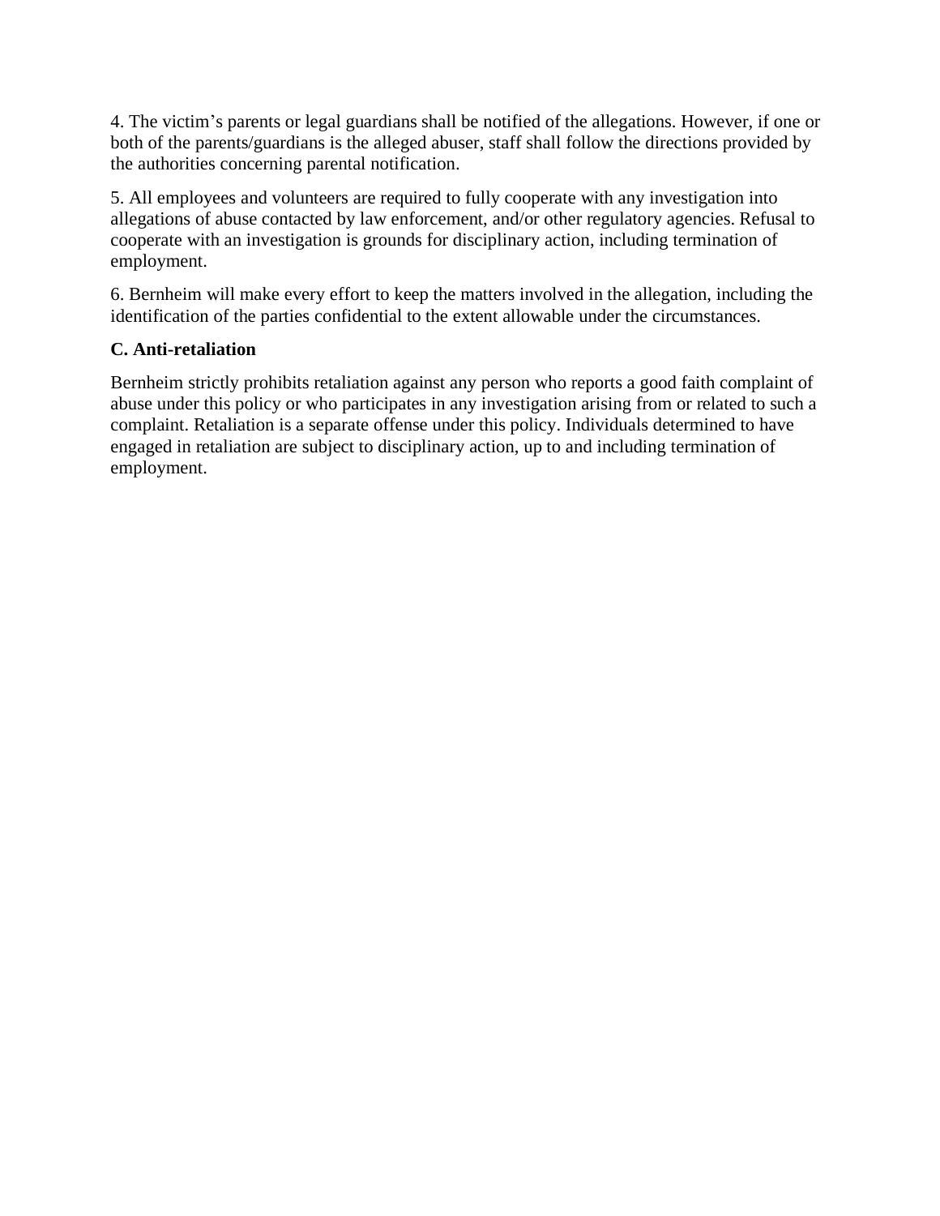4. The victim's parents or legal guardians shall be notified of the allegations. However, if one or both of the parents/guardians is the alleged abuser, staff shall follow the directions provided by the authorities concerning parental notification.

5. All employees and volunteers are required to fully cooperate with any investigation into allegations of abuse contacted by law enforcement, and/or other regulatory agencies. Refusal to cooperate with an investigation is grounds for disciplinary action, including termination of employment.

6. Bernheim will make every effort to keep the matters involved in the allegation, including the identification of the parties confidential to the extent allowable under the circumstances.

**C. Anti-retaliation**

Bernheim strictly prohibits retaliation against any person who reports a good faith complaint of abuse under this policy or who participates in any investigation arising from or related to such a complaint. Retaliation is a separate offense under this policy. Individuals determined to have engaged in retaliation are subject to disciplinary action, up to and including termination of employment.